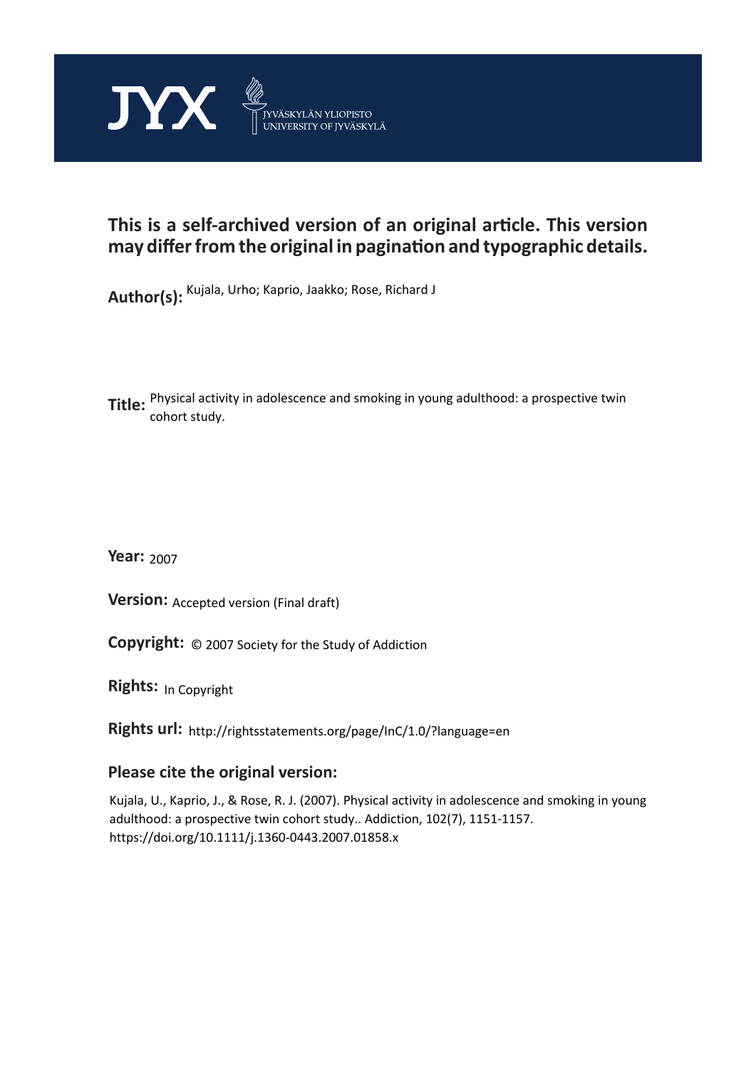JYX JYVÄSKYLÄN YLIOPISTO UNIVERSITY OF JYVÄSKYLÄ

**This is a self-archived version of an original article. This version may differ from the original in pagination and typographic details.**

**Author(s):** Kujala, Urho; Kaprio, Jaakko; Rose, Richard J

**Title:** Physical activity in adolescence and smoking in young adulthood: a prospective twin cohort study.

**Year:** 2007

**Version:** Accepted version (Final draft)

**Copyright:** © 2007 Society for the Study of Addiction

**Rights:** In Copyright

**Rights url:** http://rightsstatements.org/page/InC/1.0/?language=en

**Please cite the original version:**

Kujala, U., Kaprio, J., & Rose, R. J. (2007). Physical activity in adolescence and smoking in young adulthood: a prospective twin cohort study.. Addiction, 102(7), 1151-1157. https://doi.org/10.1111/j.1360-0443.2007.01858.x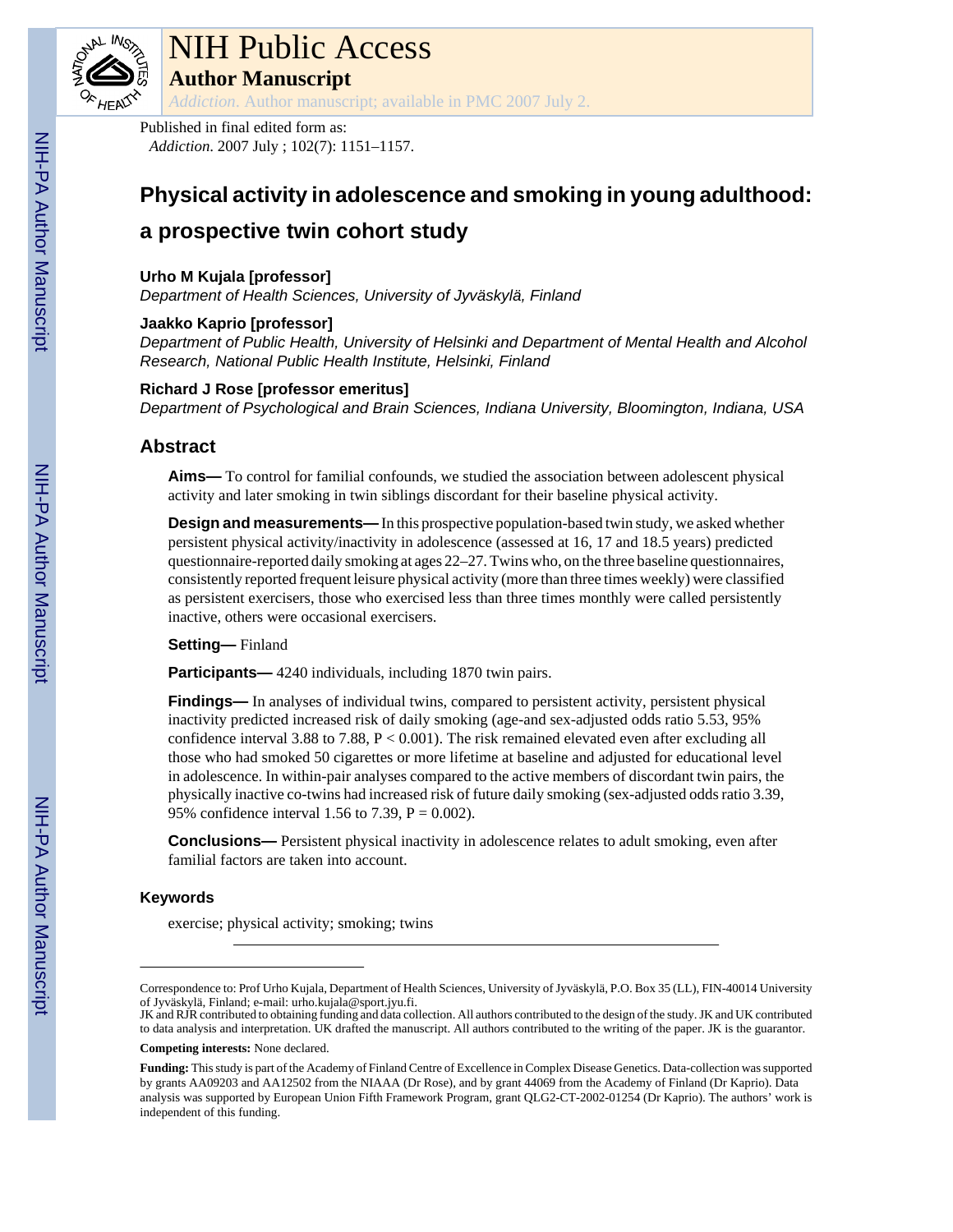Published in final edited form as:
*Addiction*. 2007 July ; 102(7): 1151–1157.

# Physical activity in adolescence and smoking in young adulthood: a prospective twin cohort study

**Urho M Kujala [professor]**
*Department of Health Sciences, University of Jyväskylä, Finland*

**Jaakko Kaprio [professor]**
*Department of Public Health, University of Helsinki and Department of Mental Health and Alcohol Research, National Public Health Institute, Helsinki, Finland*

**Richard J Rose [professor emeritus]**
*Department of Psychological and Brain Sciences, Indiana University, Bloomington, Indiana, USA*

## Abstract

**Aims—** To control for familial confounds, we studied the association between adolescent physical activity and later smoking in twin siblings discordant for their baseline physical activity.

**Design and measurements—** In this prospective population-based twin study, we asked whether persistent physical activity/inactivity in adolescence (assessed at 16, 17 and 18.5 years) predicted questionnaire-reported daily smoking at ages 22–27. Twins who, on the three baseline questionnaires, consistently reported frequent leisure physical activity (more than three times weekly) were classified as persistent exercisers, those who exercised less than three times monthly were called persistently inactive, others were occasional exercisers.

**Setting—** Finland

**Participants—** 4240 individuals, including 1870 twin pairs.

**Findings—** In analyses of individual twins, compared to persistent activity, persistent physical inactivity predicted increased risk of daily smoking (age-and sex-adjusted odds ratio 5.53, 95% confidence interval 3.88 to 7.88, $P < 0.001$). The risk remained elevated even after excluding all those who had smoked 50 cigarettes or more lifetime at baseline and adjusted for educational level in adolescence. In within-pair analyses compared to the active members of discordant twin pairs, the physically inactive co-twins had increased risk of future daily smoking (sex-adjusted odds ratio 3.39, 95% confidence interval 1.56 to 7.39, $P = 0.002$).

**Conclusions—** Persistent physical inactivity in adolescence relates to adult smoking, even after familial factors are taken into account.

### Keywords

exercise; physical activity; smoking; twins

---

Correspondence to: Prof Urho Kujala, Department of Health Sciences, University of Jyväskylä, P.O. Box 35 (LL), FIN-40014 University of Jyväskylä, Finland; e-mail: urho.kujala@sport.jyu.fi.

JK and RJR contributed to obtaining funding and data collection. All authors contributed to the design of the study. JK and UK contributed to data analysis and interpretation. UK drafted the manuscript. All authors contributed to the writing of the paper. JK is the guarantor.

**Competing interests:** None declared.

**Funding:** This study is part of the Academy of Finland Centre of Excellence in Complex Disease Genetics. Data-collection was supported by grants AA09203 and AA12502 from the NIAAA (Dr Rose), and by grant 44069 from the Academy of Finland (Dr Kaprio). Data analysis was supported by European Union Fifth Framework Program, grant QLG2-CT-2002-01254 (Dr Kaprio). The authors' work is independent of this funding.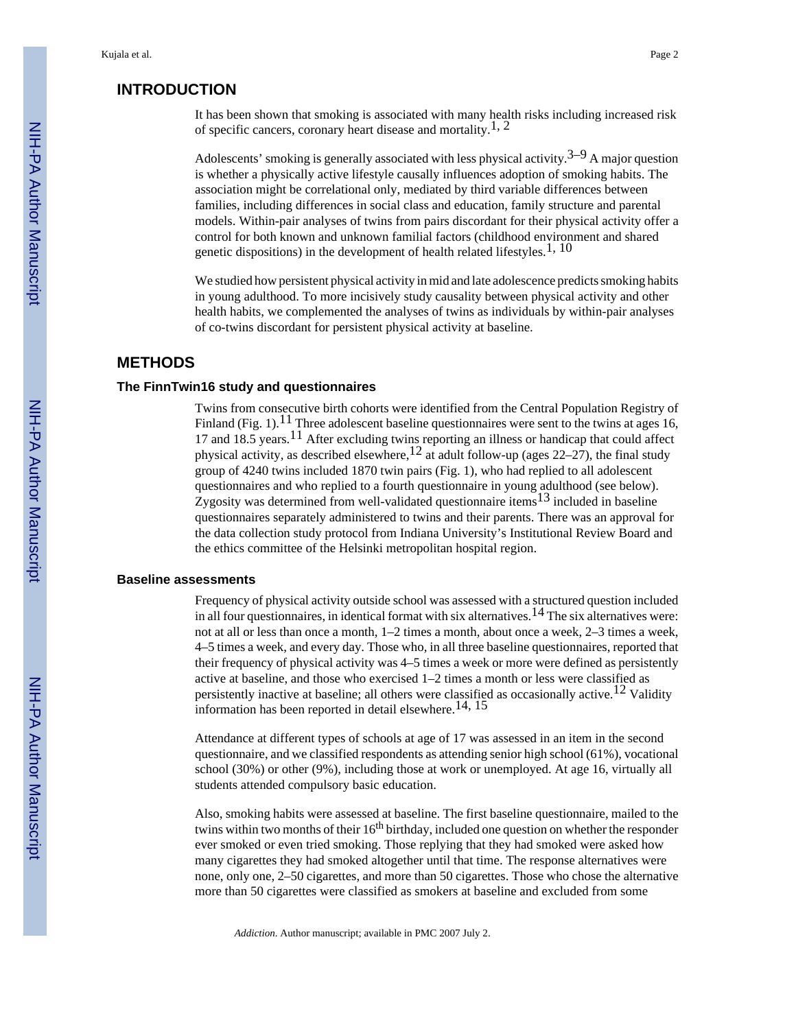## INTRODUCTION

It has been shown that smoking is associated with many health risks including increased risk of specific cancers, coronary heart disease and mortality.[1, 2]

Adolescents' smoking is generally associated with less physical activity.[3–9] A major question is whether a physically active lifestyle causally influences adoption of smoking habits. The association might be correlational only, mediated by third variable differences between families, including differences in social class and education, family structure and parental models. Within-pair analyses of twins from pairs discordant for their physical activity offer a control for both known and unknown familial factors (childhood environment and shared genetic dispositions) in the development of health related lifestyles.[1, 10]

We studied how persistent physical activity in mid and late adolescence predicts smoking habits in young adulthood. To more incisively study causality between physical activity and other health habits, we complemented the analyses of twins as individuals by within-pair analyses of co-twins discordant for persistent physical activity at baseline.

## METHODS

### The FinnTwin16 study and questionnaires

Twins from consecutive birth cohorts were identified from the Central Population Registry of Finland (Fig. 1).[11] Three adolescent baseline questionnaires were sent to the twins at ages 16, 17 and 18.5 years.[11] After excluding twins reporting an illness or handicap that could affect physical activity, as described elsewhere,[12] at adult follow-up (ages 22–27), the final study group of 4240 twins included 1870 twin pairs (Fig. 1), who had replied to all adolescent questionnaires and who replied to a fourth questionnaire in young adulthood (see below). Zygosity was determined from well-validated questionnaire items[13] included in baseline questionnaires separately administered to twins and their parents. There was an approval for the data collection study protocol from Indiana University's Institutional Review Board and the ethics committee of the Helsinki metropolitan hospital region.

### Baseline assessments

Frequency of physical activity outside school was assessed with a structured question included in all four questionnaires, in identical format with six alternatives.[14] The six alternatives were: not at all or less than once a month, 1–2 times a month, about once a week, 2–3 times a week, 4–5 times a week, and every day. Those who, in all three baseline questionnaires, reported that their frequency of physical activity was 4–5 times a week or more were defined as persistently active at baseline, and those who exercised 1–2 times a month or less were classified as persistently inactive at baseline; all others were classified as occasionally active.[12] Validity information has been reported in detail elsewhere.[14, 15]

Attendance at different types of schools at age of 17 was assessed in an item in the second questionnaire, and we classified respondents as attending senior high school (61%), vocational school (30%) or other (9%), including those at work or unemployed. At age 16, virtually all students attended compulsory basic education.

Also, smoking habits were assessed at baseline. The first baseline questionnaire, mailed to the twins within two months of their 16$^{th}$ birthday, included one question on whether the responder ever smoked or even tried smoking. Those replying that they had smoked were asked how many cigarettes they had smoked altogether until that time. The response alternatives were none, only one, 2–50 cigarettes, and more than 50 cigarettes. Those who chose the alternative more than 50 cigarettes were classified as smokers at baseline and excluded from some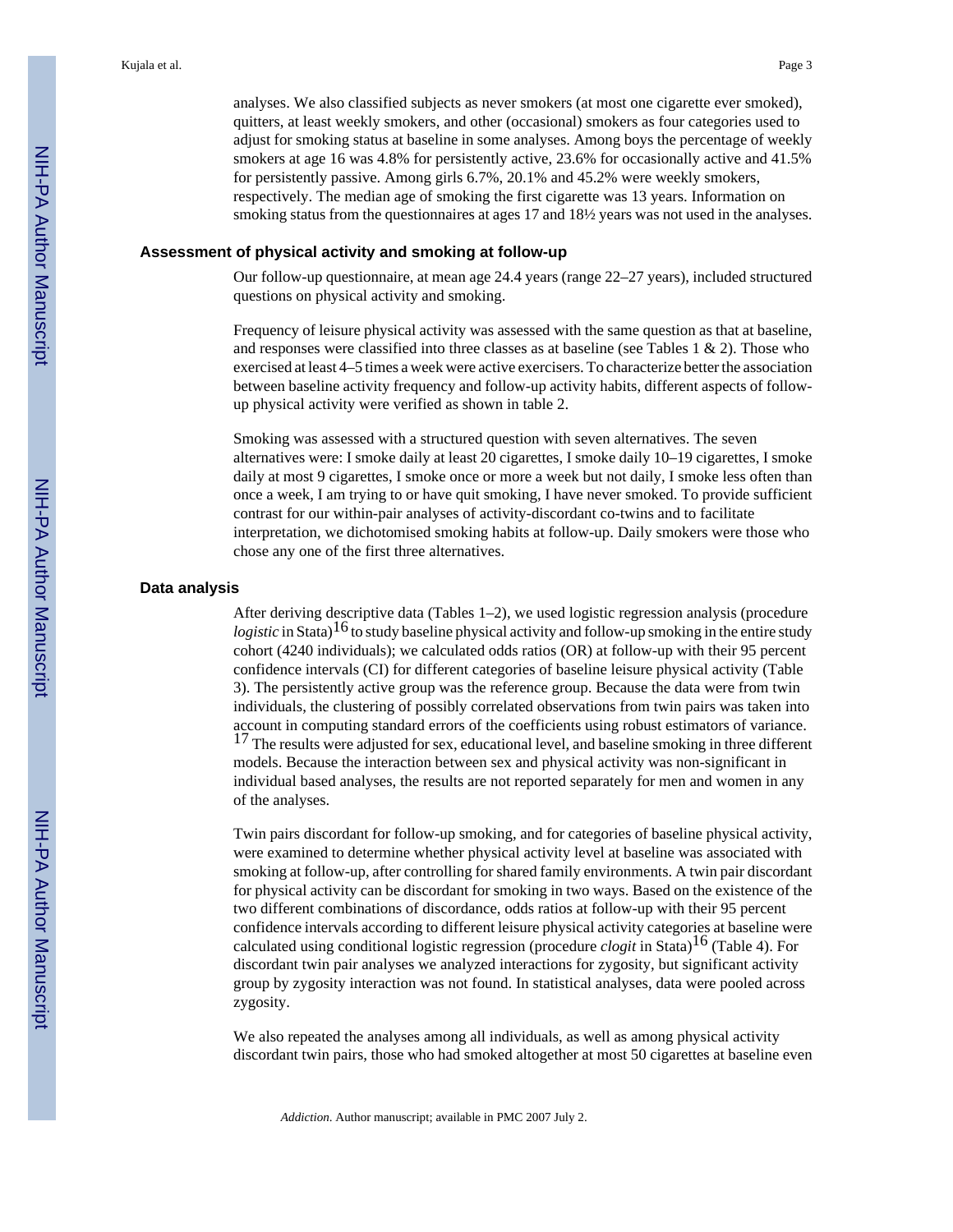analyses. We also classified subjects as never smokers (at most one cigarette ever smoked), quitters, at least weekly smokers, and other (occasional) smokers as four categories used to adjust for smoking status at baseline in some analyses. Among boys the percentage of weekly smokers at age 16 was 4.8% for persistently active, 23.6% for occasionally active and 41.5% for persistently passive. Among girls 6.7%, 20.1% and 45.2% were weekly smokers, respectively. The median age of smoking the first cigarette was 13 years. Information on smoking status from the questionnaires at ages 17 and 18½ years was not used in the analyses.

### Assessment of physical activity and smoking at follow-up

Our follow-up questionnaire, at mean age 24.4 years (range 22–27 years), included structured questions on physical activity and smoking.

Frequency of leisure physical activity was assessed with the same question as that at baseline, and responses were classified into three classes as at baseline (see Tables 1 & 2). Those who exercised at least 4–5 times a week were active exercisers. To characterize better the association between baseline activity frequency and follow-up activity habits, different aspects of follow-up physical activity were verified as shown in table 2.

Smoking was assessed with a structured question with seven alternatives. The seven alternatives were: I smoke daily at least 20 cigarettes, I smoke daily 10–19 cigarettes, I smoke daily at most 9 cigarettes, I smoke once or more a week but not daily, I smoke less often than once a week, I am trying to or have quit smoking, I have never smoked. To provide sufficient contrast for our within-pair analyses of activity-discordant co-twins and to facilitate interpretation, we dichotomised smoking habits at follow-up. Daily smokers were those who chose any one of the first three alternatives.

### Data analysis

After deriving descriptive data (Tables 1–2), we used logistic regression analysis (procedure *logistic* in Stata)[16] to study baseline physical activity and follow-up smoking in the entire study cohort (4240 individuals); we calculated odds ratios (OR) at follow-up with their 95 percent confidence intervals (CI) for different categories of baseline leisure physical activity (Table 3). The persistently active group was the reference group. Because the data were from twin individuals, the clustering of possibly correlated observations from twin pairs was taken into account in computing standard errors of the coefficients using robust estimators of variance.[17] The results were adjusted for sex, educational level, and baseline smoking in three different models. Because the interaction between sex and physical activity was non-significant in individual based analyses, the results are not reported separately for men and women in any of the analyses.

Twin pairs discordant for follow-up smoking, and for categories of baseline physical activity, were examined to determine whether physical activity level at baseline was associated with smoking at follow-up, after controlling for shared family environments. A twin pair discordant for physical activity can be discordant for smoking in two ways. Based on the existence of the two different combinations of discordance, odds ratios at follow-up with their 95 percent confidence intervals according to different leisure physical activity categories at baseline were calculated using conditional logistic regression (procedure *clogit* in Stata)[16] (Table 4). For discordant twin pair analyses we analyzed interactions for zygosity, but significant activity group by zygosity interaction was not found. In statistical analyses, data were pooled across zygosity.

We also repeated the analyses among all individuals, as well as among physical activity discordant twin pairs, those who had smoked altogether at most 50 cigarettes at baseline even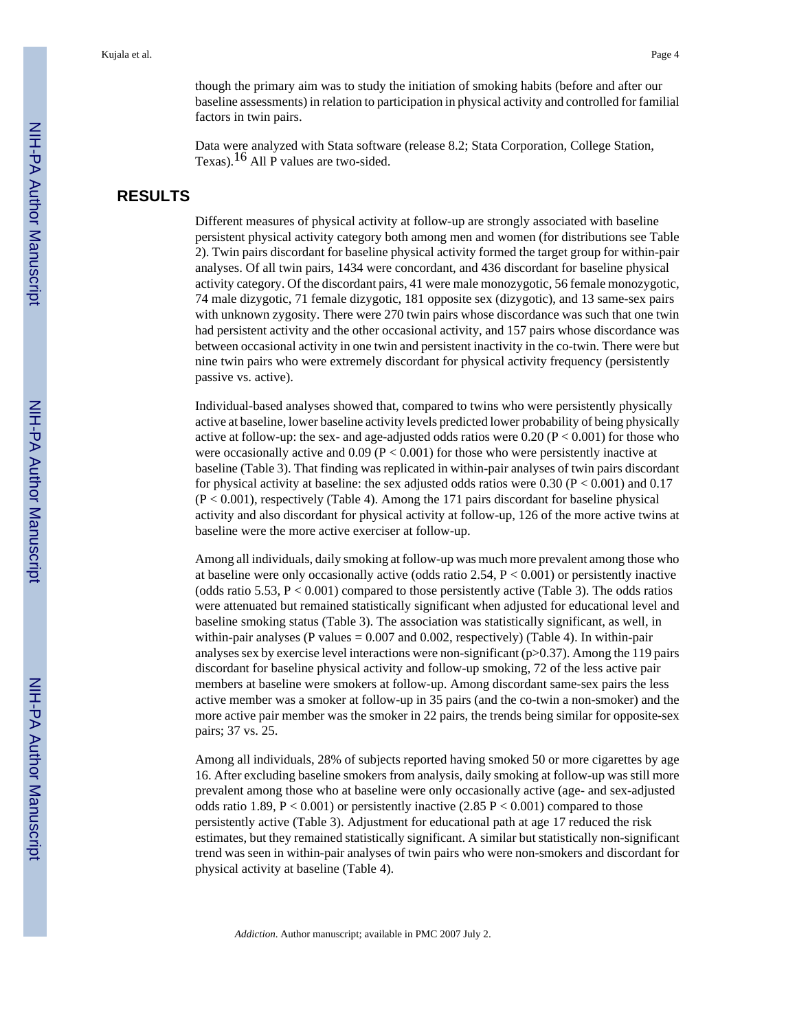though the primary aim was to study the initiation of smoking habits (before and after our baseline assessments) in relation to participation in physical activity and controlled for familial factors in twin pairs.

Data were analyzed with Stata software (release 8.2; Stata Corporation, College Station, Texas).[16] All P values are two-sided.

## RESULTS

Different measures of physical activity at follow-up are strongly associated with baseline persistent physical activity category both among men and women (for distributions see Table 2). Twin pairs discordant for baseline physical activity formed the target group for within-pair analyses. Of all twin pairs, 1434 were concordant, and 436 discordant for baseline physical activity category. Of the discordant pairs, 41 were male monozygotic, 56 female monozygotic, 74 male dizygotic, 71 female dizygotic, 181 opposite sex (dizygotic), and 13 same-sex pairs with unknown zygosity. There were 270 twin pairs whose discordance was such that one twin had persistent activity and the other occasional activity, and 157 pairs whose discordance was between occasional activity in one twin and persistent inactivity in the co-twin. There were but nine twin pairs who were extremely discordant for physical activity frequency (persistently passive vs. active).

Individual-based analyses showed that, compared to twins who were persistently physically active at baseline, lower baseline activity levels predicted lower probability of being physically active at follow-up: the sex- and age-adjusted odds ratios were 0.20 ($P < 0.001$) for those who were occasionally active and 0.09 ($P < 0.001$) for those who were persistently inactive at baseline (Table 3). That finding was replicated in within-pair analyses of twin pairs discordant for physical activity at baseline: the sex adjusted odds ratios were 0.30 ($P < 0.001$) and 0.17 ($P < 0.001$), respectively (Table 4). Among the 171 pairs discordant for baseline physical activity and also discordant for physical activity at follow-up, 126 of the more active twins at baseline were the more active exerciser at follow-up.

Among all individuals, daily smoking at follow-up was much more prevalent among those who at baseline were only occasionally active (odds ratio 2.54, $P < 0.001$) or persistently inactive (odds ratio 5.53, $P < 0.001$) compared to those persistently active (Table 3). The odds ratios were attenuated but remained statistically significant when adjusted for educational level and baseline smoking status (Table 3). The association was statistically significant, as well, in within-pair analyses (P values = 0.007 and 0.002, respectively) (Table 4). In within-pair analyses sex by exercise level interactions were non-significant ($p>0.37$). Among the 119 pairs discordant for baseline physical activity and follow-up smoking, 72 of the less active pair members at baseline were smokers at follow-up. Among discordant same-sex pairs the less active member was a smoker at follow-up in 35 pairs (and the co-twin a non-smoker) and the more active pair member was the smoker in 22 pairs, the trends being similar for opposite-sex pairs; 37 vs. 25.

Among all individuals, 28% of subjects reported having smoked 50 or more cigarettes by age 16. After excluding baseline smokers from analysis, daily smoking at follow-up was still more prevalent among those who at baseline were only occasionally active (age- and sex-adjusted odds ratio 1.89, $P < 0.001$) or persistently inactive (2.85 $P < 0.001$) compared to those persistently active (Table 3). Adjustment for educational path at age 17 reduced the risk estimates, but they remained statistically significant. A similar but statistically non-significant trend was seen in within-pair analyses of twin pairs who were non-smokers and discordant for physical activity at baseline (Table 4).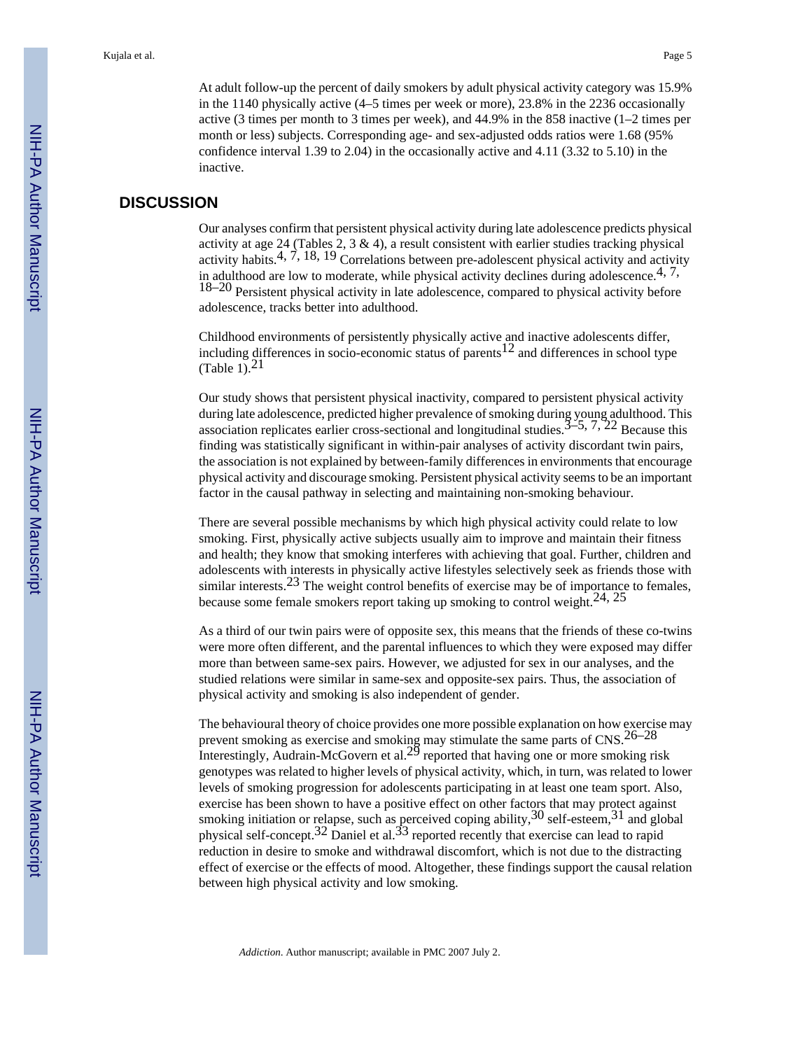At adult follow-up the percent of daily smokers by adult physical activity category was 15.9% in the 1140 physically active (4–5 times per week or more), 23.8% in the 2236 occasionally active (3 times per month to 3 times per week), and 44.9% in the 858 inactive (1–2 times per month or less) subjects. Corresponding age- and sex-adjusted odds ratios were 1.68 (95% confidence interval 1.39 to 2.04) in the occasionally active and 4.11 (3.32 to 5.10) in the inactive.

## DISCUSSION

Our analyses confirm that persistent physical activity during late adolescence predicts physical activity at age 24 (Tables 2, 3 & 4), a result consistent with earlier studies tracking physical activity habits.[4, 7, 18, 19] Correlations between pre-adolescent physical activity and activity in adulthood are low to moderate, while physical activity declines during adolescence.[4, 7, 18–20] Persistent physical activity in late adolescence, compared to physical activity before adolescence, tracks better into adulthood.

Childhood environments of persistently physically active and inactive adolescents differ, including differences in socio-economic status of parents[12] and differences in school type (Table 1).[21]

Our study shows that persistent physical inactivity, compared to persistent physical activity during late adolescence, predicted higher prevalence of smoking during young adulthood. This association replicates earlier cross-sectional and longitudinal studies.[3–5, 7, 22] Because this finding was statistically significant in within-pair analyses of activity discordant twin pairs, the association is not explained by between-family differences in environments that encourage physical activity and discourage smoking. Persistent physical activity seems to be an important factor in the causal pathway in selecting and maintaining non-smoking behaviour.

There are several possible mechanisms by which high physical activity could relate to low smoking. First, physically active subjects usually aim to improve and maintain their fitness and health; they know that smoking interferes with achieving that goal. Further, children and adolescents with interests in physically active lifestyles selectively seek as friends those with similar interests.[23] The weight control benefits of exercise may be of importance to females, because some female smokers report taking up smoking to control weight.[24, 25]

As a third of our twin pairs were of opposite sex, this means that the friends of these co-twins were more often different, and the parental influences to which they were exposed may differ more than between same-sex pairs. However, we adjusted for sex in our analyses, and the studied relations were similar in same-sex and opposite-sex pairs. Thus, the association of physical activity and smoking is also independent of gender.

The behavioural theory of choice provides one more possible explanation on how exercise may prevent smoking as exercise and smoking may stimulate the same parts of CNS.[26–28] Interestingly, Audrain-McGovern et al.[29] reported that having one or more smoking risk genotypes was related to higher levels of physical activity, which, in turn, was related to lower levels of smoking progression for adolescents participating in at least one team sport. Also, exercise has been shown to have a positive effect on other factors that may protect against smoking initiation or relapse, such as perceived coping ability,[30] self-esteem,[31] and global physical self-concept.[32] Daniel et al.[33] reported recently that exercise can lead to rapid reduction in desire to smoke and withdrawal discomfort, which is not due to the distracting effect of exercise or the effects of mood. Altogether, these findings support the causal relation between high physical activity and low smoking.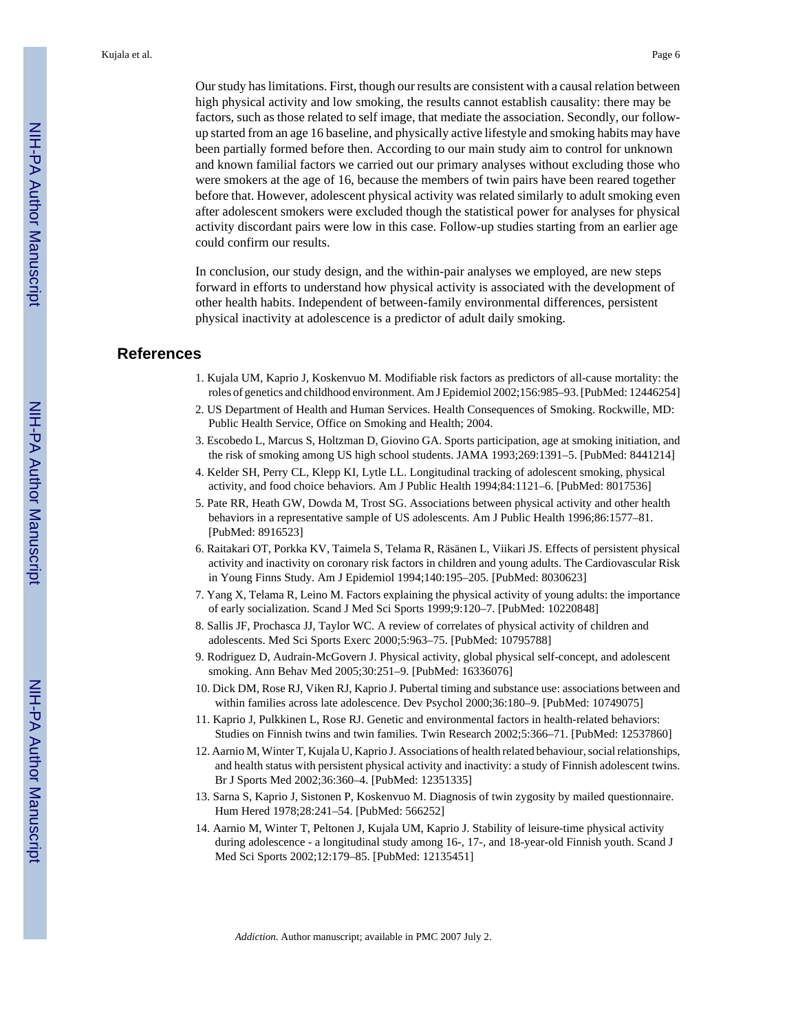Our study has limitations. First, though our results are consistent with a causal relation between high physical activity and low smoking, the results cannot establish causality: there may be factors, such as those related to self image, that mediate the association. Secondly, our follow-up started from an age 16 baseline, and physically active lifestyle and smoking habits may have been partially formed before then. According to our main study aim to control for unknown and known familial factors we carried out our primary analyses without excluding those who were smokers at the age of 16, because the members of twin pairs have been reared together before that. However, adolescent physical activity was related similarly to adult smoking even after adolescent smokers were excluded though the statistical power for analyses for physical activity discordant pairs were low in this case. Follow-up studies starting from an earlier age could confirm our results.

In conclusion, our study design, and the within-pair analyses we employed, are new steps forward in efforts to understand how physical activity is associated with the development of other health habits. Independent of between-family environmental differences, persistent physical inactivity at adolescence is a predictor of adult daily smoking.

## References

1. Kujala UM, Kaprio J, Koskenvuo M. Modifiable risk factors as predictors of all-cause mortality: the roles of genetics and childhood environment. Am J Epidemiol 2002;156:985–93. [PubMed: 12446254]
2. US Department of Health and Human Services. Health Consequences of Smoking. Rockwille, MD: Public Health Service, Office on Smoking and Health; 2004.
3. Escobedo L, Marcus S, Holtzman D, Giovino GA. Sports participation, age at smoking initiation, and the risk of smoking among US high school students. JAMA 1993;269:1391–5. [PubMed: 8441214]
4. Kelder SH, Perry CL, Klepp KI, Lytle LL. Longitudinal tracking of adolescent smoking, physical activity, and food choice behaviors. Am J Public Health 1994;84:1121–6. [PubMed: 8017536]
5. Pate RR, Heath GW, Dowda M, Trost SG. Associations between physical activity and other health behaviors in a representative sample of US adolescents. Am J Public Health 1996;86:1577–81. [PubMed: 8916523]
6. Raitakari OT, Porkka KV, Taimela S, Telama R, Räsänen L, Viikari JS. Effects of persistent physical activity and inactivity on coronary risk factors in children and young adults. The Cardiovascular Risk in Young Finns Study. Am J Epidemiol 1994;140:195–205. [PubMed: 8030623]
7. Yang X, Telama R, Leino M. Factors explaining the physical activity of young adults: the importance of early socialization. Scand J Med Sci Sports 1999;9:120–7. [PubMed: 10220848]
8. Sallis JF, Prochasca JJ, Taylor WC. A review of correlates of physical activity of children and adolescents. Med Sci Sports Exerc 2000;5:963–75. [PubMed: 10795788]
9. Rodriguez D, Audrain-McGovern J. Physical activity, global physical self-concept, and adolescent smoking. Ann Behav Med 2005;30:251–9. [PubMed: 16336076]
10. Dick DM, Rose RJ, Viken RJ, Kaprio J. Pubertal timing and substance use: associations between and within families across late adolescence. Dev Psychol 2000;36:180–9. [PubMed: 10749075]
11. Kaprio J, Pulkkinen L, Rose RJ. Genetic and environmental factors in health-related behaviors: Studies on Finnish twins and twin families. Twin Research 2002;5:366–71. [PubMed: 12537860]
12. Aarnio M, Winter T, Kujala U, Kaprio J. Associations of health related behaviour, social relationships, and health status with persistent physical activity and inactivity: a study of Finnish adolescent twins. Br J Sports Med 2002;36:360–4. [PubMed: 12351335]
13. Sarna S, Kaprio J, Sistonen P, Koskenvuo M. Diagnosis of twin zygosity by mailed questionnaire. Hum Hered 1978;28:241–54. [PubMed: 566252]
14. Aarnio M, Winter T, Peltonen J, Kujala UM, Kaprio J. Stability of leisure-time physical activity during adolescence - a longitudinal study among 16-, 17-, and 18-year-old Finnish youth. Scand J Med Sci Sports 2002;12:179–85. [PubMed: 12135451]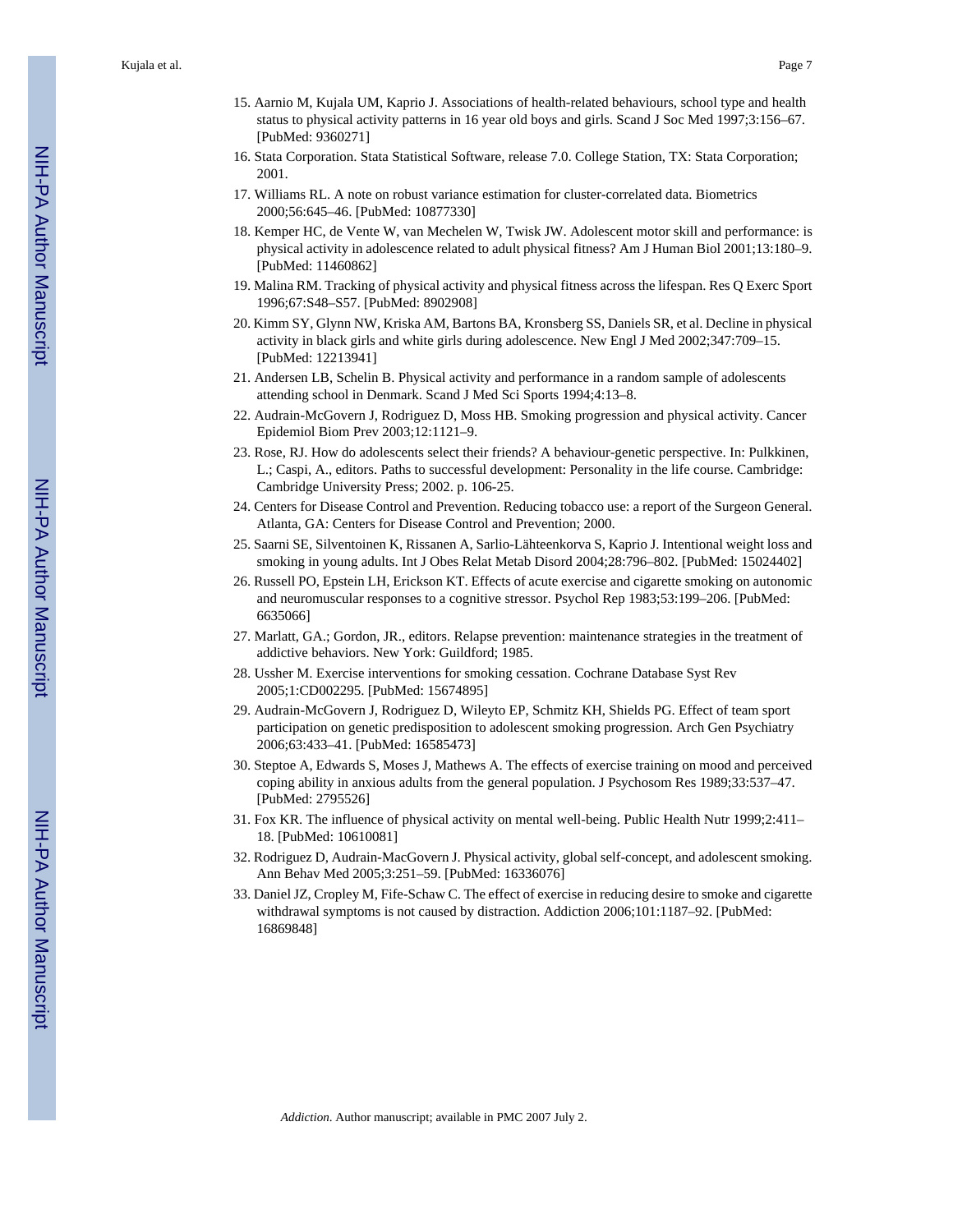15. Aarnio M, Kujala UM, Kaprio J. Associations of health-related behaviours, school type and health status to physical activity patterns in 16 year old boys and girls. Scand J Soc Med 1997;3:156–67. [PubMed: 9360271]
16. Stata Corporation. Stata Statistical Software, release 7.0. College Station, TX: Stata Corporation; 2001.
17. Williams RL. A note on robust variance estimation for cluster-correlated data. Biometrics 2000;56:645–46. [PubMed: 10877330]
18. Kemper HC, de Vente W, van Mechelen W, Twisk JW. Adolescent motor skill and performance: is physical activity in adolescence related to adult physical fitness? Am J Human Biol 2001;13:180–9. [PubMed: 11460862]
19. Malina RM. Tracking of physical activity and physical fitness across the lifespan. Res Q Exerc Sport 1996;67:S48–S57. [PubMed: 8902908]
20. Kimm SY, Glynn NW, Kriska AM, Bartons BA, Kronsberg SS, Daniels SR, et al. Decline in physical activity in black girls and white girls during adolescence. New Engl J Med 2002;347:709–15. [PubMed: 12213941]
21. Andersen LB, Schelin B. Physical activity and performance in a random sample of adolescents attending school in Denmark. Scand J Med Sci Sports 1994;4:13–8.
22. Audrain-McGovern J, Rodriguez D, Moss HB. Smoking progression and physical activity. Cancer Epidemiol Biom Prev 2003;12:1121–9.
23. Rose, RJ. How do adolescents select their friends? A behaviour-genetic perspective. In: Pulkkinen, L.; Caspi, A., editors. Paths to successful development: Personality in the life course. Cambridge: Cambridge University Press; 2002. p. 106-25.
24. Centers for Disease Control and Prevention. Reducing tobacco use: a report of the Surgeon General. Atlanta, GA: Centers for Disease Control and Prevention; 2000.
25. Saarni SE, Silventoinen K, Rissanen A, Sarlio-Lähteenkorva S, Kaprio J. Intentional weight loss and smoking in young adults. Int J Obes Relat Metab Disord 2004;28:796–802. [PubMed: 15024402]
26. Russell PO, Epstein LH, Erickson KT. Effects of acute exercise and cigarette smoking on autonomic and neuromuscular responses to a cognitive stressor. Psychol Rep 1983;53:199–206. [PubMed: 6635066]
27. Marlatt, GA.; Gordon, JR., editors. Relapse prevention: maintenance strategies in the treatment of addictive behaviors. New York: Guildford; 1985.
28. Ussher M. Exercise interventions for smoking cessation. Cochrane Database Syst Rev 2005;1:CD002295. [PubMed: 15674895]
29. Audrain-McGovern J, Rodriguez D, Wileyto EP, Schmitz KH, Shields PG. Effect of team sport participation on genetic predisposition to adolescent smoking progression. Arch Gen Psychiatry 2006;63:433–41. [PubMed: 16585473]
30. Steptoe A, Edwards S, Moses J, Mathews A. The effects of exercise training on mood and perceived coping ability in anxious adults from the general population. J Psychosom Res 1989;33:537–47. [PubMed: 2795526]
31. Fox KR. The influence of physical activity on mental well-being. Public Health Nutr 1999;2:411–18. [PubMed: 10610081]
32. Rodriguez D, Audrain-MacGovern J. Physical activity, global self-concept, and adolescent smoking. Ann Behav Med 2005;3:251–59. [PubMed: 16336076]
33. Daniel JZ, Cropley M, Fife-Schaw C. The effect of exercise in reducing desire to smoke and cigarette withdrawal symptoms is not caused by distraction. Addiction 2006;101:1187–92. [PubMed: 16869848]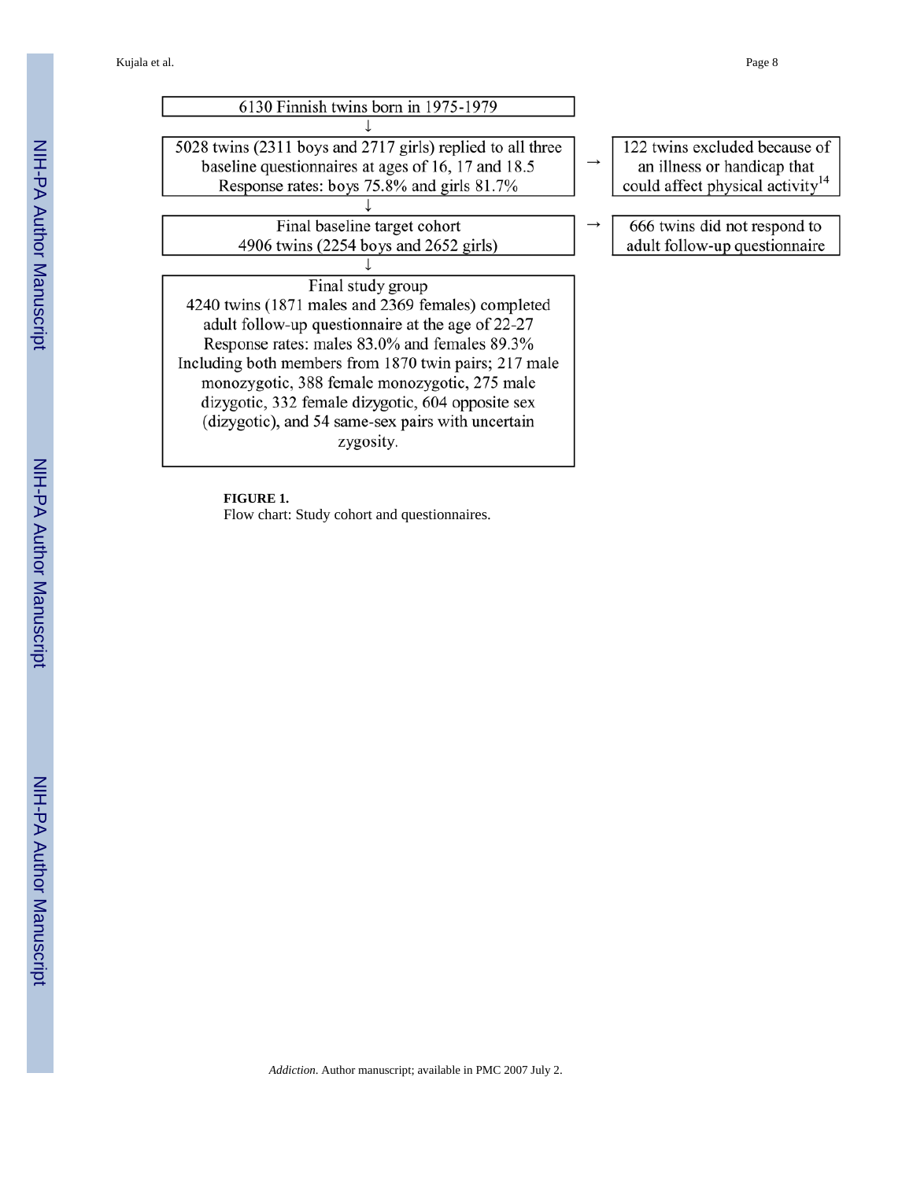6130 Finnish twins born in 1975-1979

↓

5028 twins (2311 boys and 2717 girls) replied to all three baseline questionnaires at ages of 16, 17 and 18.5
Response rates: boys 75.8% and girls 81.7%

→ 122 twins excluded because of an illness or handicap that could affect physical activity[14]

↓

Final baseline target cohort
4906 twins (2254 boys and 2652 girls)

→ 666 twins did not respond to adult follow-up questionnaire

↓

Final study group
4240 twins (1871 males and 2369 females) completed adult follow-up questionnaire at the age of 22-27
Response rates: males 83.0% and females 89.3%
Including both members from 1870 twin pairs; 217 male monozygotic, 388 female monozygotic, 275 male dizygotic, 332 female dizygotic, 604 opposite sex (dizygotic), and 54 same-sex pairs with uncertain zygosity.

**FIGURE 1.**
Flow chart: Study cohort and questionnaires.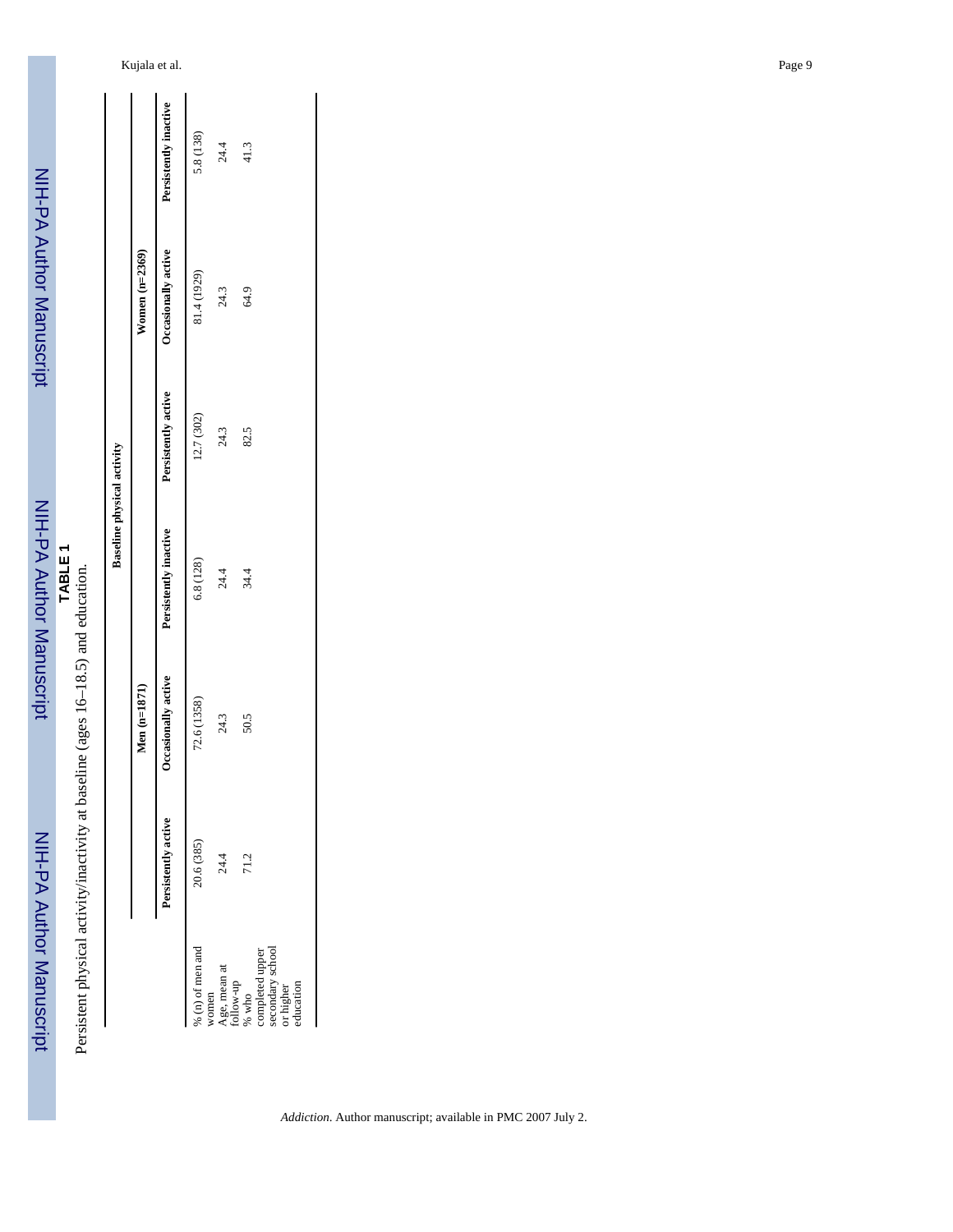**TABLE 1**

Persistent physical activity/inactivity at baseline (ages 16–18.5) and education.

| | Baseline physical activity | | | | | |
|---|---|---|---|---|---|---|
| | Men (n=1871) | | | Women (n=2369) | | |
| | Persistently active | Occasionally active | Persistently inactive | Persistently active | Occasionally active | Persistently inactive |
| % (n) of men and women | 20.6 (385) | 72.6 (1358) | 6.8 (128) | 12.7 (302) | 81.4 (1929) | 5.8 (138) |
| Age, mean at follow-up | 24.4 | 24.3 | 24.4 | 24.3 | 24.3 | 24.4 |
| % who completed upper secondary school or higher education | 71.2 | 50.5 | 34.4 | 82.5 | 64.9 | 41.3 |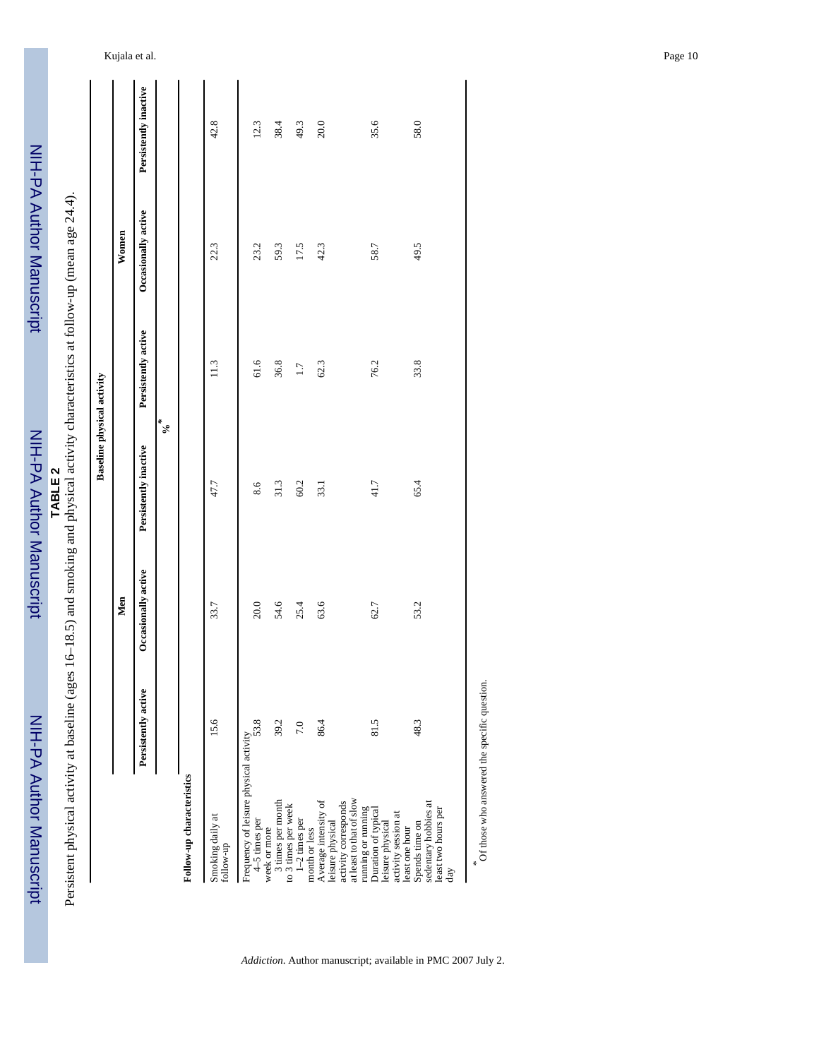**TABLE 2**

Persistent physical activity at baseline (ages 16–18.5) and smoking and physical activity characteristics at follow-up (mean age 24.4).

| | Baseline physical activity | | | | | |
|---|---|---|---|---|---|---|
| | Men | | | Women | | |
| | Persistently active | Occasionally active | Persistently inactive | Persistently active | Occasionally active | Persistently inactive |
| | %* | | | | | |
| **Follow-up characteristics** | | | | | | |
| Smoking daily at follow-up | 15.6 | 33.7 | 47.7 | 11.3 | 22.3 | 42.8 |
| Frequency of leisure physical activity | | | | | | |
| 4–5 times per week or more | 53.8 | 20.0 | 8.6 | 61.6 | 23.2 | 12.3 |
| 3 times per month to 3 times per week | 39.2 | 54.6 | 31.3 | 36.8 | 59.3 | 38.4 |
| 1–2 times per month or less | 7.0 | 25.4 | 60.2 | 1.7 | 17.5 | 49.3 |
| Average intensity of leisure physical activity corresponds at least to that of slow running or running | 86.4 | 63.6 | 33.1 | 62.3 | 42.3 | 20.0 |
| Duration of typical leisure physical activity session at least one hour | 81.5 | 62.7 | 41.7 | 76.2 | 58.7 | 35.6 |
| Spends time on sedentary hobbies at least two hours per day | 48.3 | 53.2 | 65.4 | 33.8 | 49.5 | 58.0 |

* Of those who answered the specific question.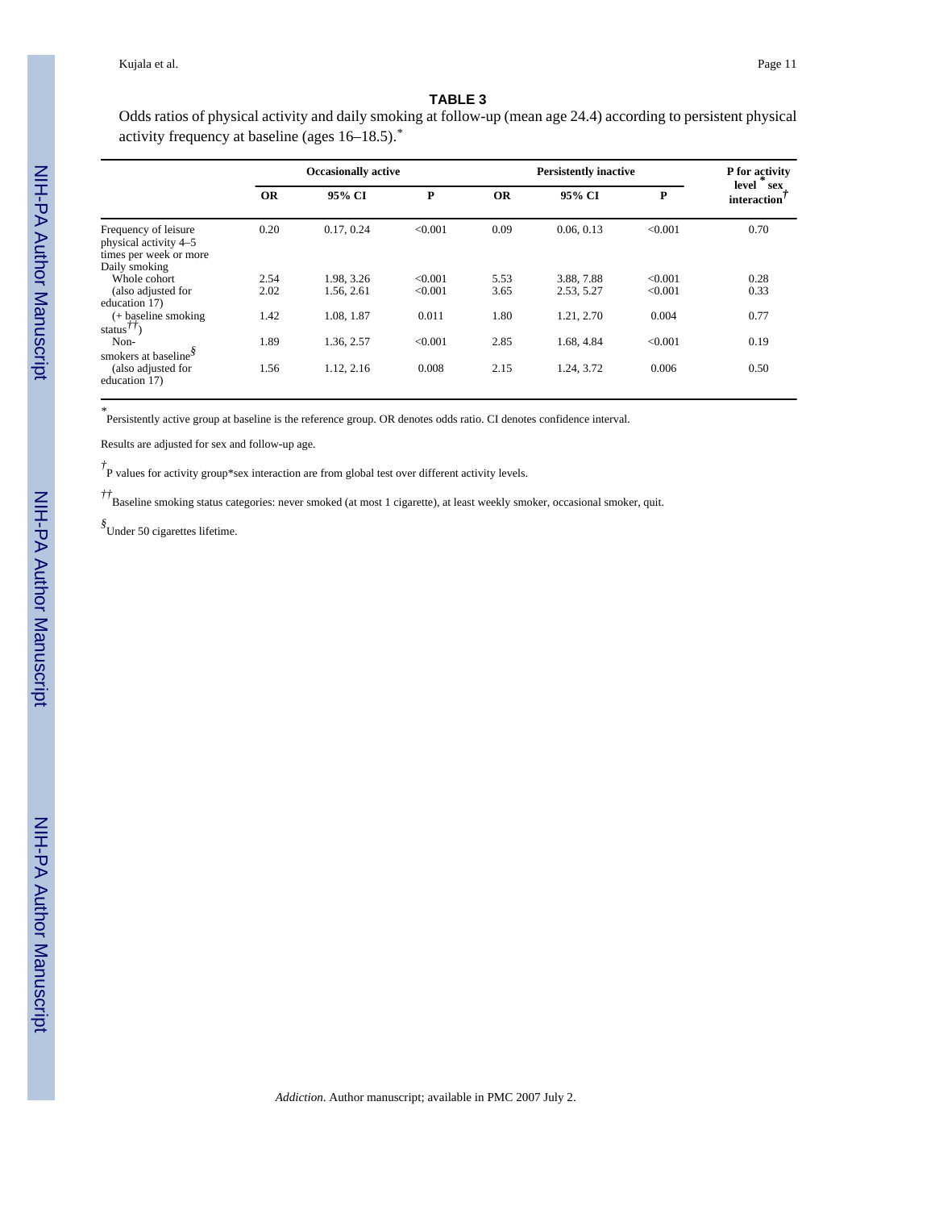**TABLE 3**

Odds ratios of physical activity and daily smoking at follow-up (mean age 24.4) according to persistent physical activity frequency at baseline (ages 16–18.5).*

| | Occasionally active | | | Persistently inactive | | | P for activity level * sex interaction† |
|---|---|---|---|---|---|---|---|
| | OR | 95% CI | P | OR | 95% CI | P | |
| Frequency of leisure physical activity 4–5 times per week or more | 0.20 | 0.17, 0.24 | <0.001 | 0.09 | 0.06, 0.13 | <0.001 | 0.70 |
| Daily smoking | | | | | | | |
| Whole cohort | 2.54 | 1.98, 3.26 | <0.001 | 5.53 | 3.88, 7.88 | <0.001 | 0.28 |
| (also adjusted for education 17) | 2.02 | 1.56, 2.61 | <0.001 | 3.65 | 2.53, 5.27 | <0.001 | 0.33 |
| (+ baseline smoking status††) | 1.42 | 1.08, 1.87 | 0.011 | 1.80 | 1.21, 2.70 | 0.004 | 0.77 |
| Non-smokers at baseline§ | 1.89 | 1.36, 2.57 | <0.001 | 2.85 | 1.68, 4.84 | <0.001 | 0.19 |
| (also adjusted for education 17) | 1.56 | 1.12, 2.16 | 0.008 | 2.15 | 1.24, 3.72 | 0.006 | 0.50 |

*Persistently active group at baseline is the reference group. OR denotes odds ratio. CI denotes confidence interval.

Results are adjusted for sex and follow-up age.

†P values for activity group*sex interaction are from global test over different activity levels.

††Baseline smoking status categories: never smoked (at most 1 cigarette), at least weekly smoker, occasional smoker, quit.

§Under 50 cigarettes lifetime.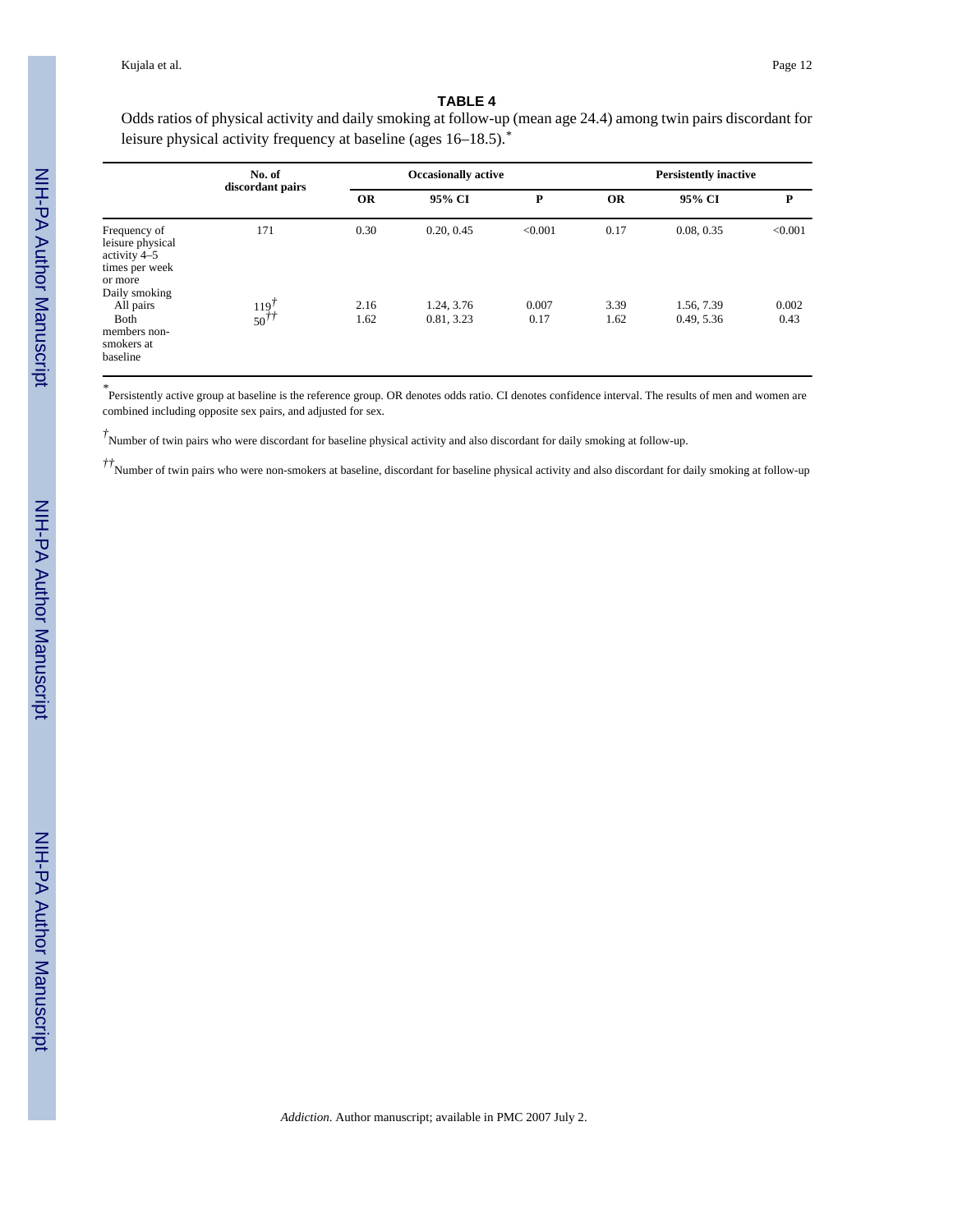**TABLE 4**

Odds ratios of physical activity and daily smoking at follow-up (mean age 24.4) among twin pairs discordant for leisure physical activity frequency at baseline (ages 16–18.5).*

| | No. of discordant pairs | Occasionally active | | | Persistently inactive | | |
|---|---|---|---|---|---|---|---|
| | | OR | 95% CI | P | OR | 95% CI | P |
| Frequency of leisure physical activity 4–5 times per week or more | 171 | 0.30 | 0.20, 0.45 | <0.001 | 0.17 | 0.08, 0.35 | <0.001 |
| Daily smoking | | | | | | | |
| All pairs | 119† | 2.16 | 1.24, 3.76 | 0.007 | 3.39 | 1.56, 7.39 | 0.002 |
| Both members non-smokers at baseline | 50†† | 1.62 | 0.81, 3.23 | 0.17 | 1.62 | 0.49, 5.36 | 0.43 |

\* Persistently active group at baseline is the reference group. OR denotes odds ratio. CI denotes confidence interval. The results of men and women are combined including opposite sex pairs, and adjusted for sex.

† Number of twin pairs who were discordant for baseline physical activity and also discordant for daily smoking at follow-up.

†† Number of twin pairs who were non-smokers at baseline, discordant for baseline physical activity and also discordant for daily smoking at follow-up